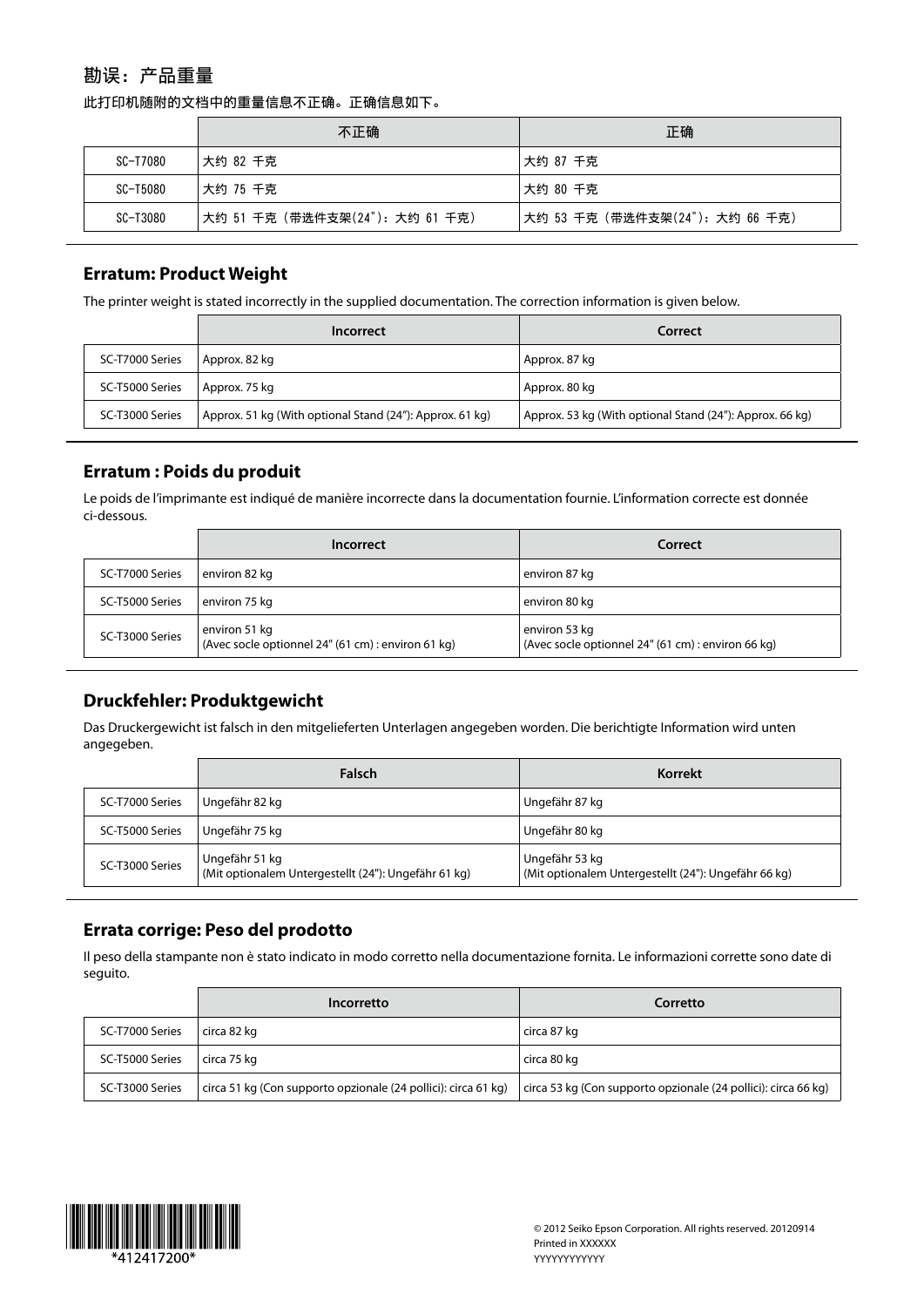## 勘误：产品重量

此打印机随附的文档中的重量信息不正确。正确信息如下。

| | 不正确 | 正确 |
|---|---|---|
| SC-T7080 | 大约 82 千克 | 大约 87 千克 |
| SC-T5080 | 大约 75 千克 | 大约 80 千克 |
| SC-T3080 | 大约 51 千克（带选件支架(24")：大约 61 千克） | 大约 53 千克（带选件支架(24")：大约 66 千克） |

## Erratum: Product Weight

The printer weight is stated incorrectly in the supplied documentation. The correction information is given below.

| | Incorrect | Correct |
|---|---|---|
| SC-T7000 Series | Approx. 82 kg | Approx. 87 kg |
| SC-T5000 Series | Approx. 75 kg | Approx. 80 kg |
| SC-T3000 Series | Approx. 51 kg (With optional Stand (24"): Approx. 61 kg) | Approx. 53 kg (With optional Stand (24"): Approx. 66 kg) |

## Erratum : Poids du produit

Le poids de l'imprimante est indiqué de manière incorrecte dans la documentation fournie. L'information correcte est donnée ci-dessous.

| | Incorrect | Correct |
|---|---|---|
| SC-T7000 Series | environ 82 kg | environ 87 kg |
| SC-T5000 Series | environ 75 kg | environ 80 kg |
| SC-T3000 Series | environ 51 kg (Avec socle optionnel 24" (61 cm) : environ 61 kg) | environ 53 kg (Avec socle optionnel 24" (61 cm) : environ 66 kg) |

## Druckfehler: Produktgewicht

Das Druckergewicht ist falsch in den mitgelieferten Unterlagen angegeben worden. Die berichtigte Information wird unten angegeben.

| | Falsch | Korrekt |
|---|---|---|
| SC-T7000 Series | Ungefähr 82 kg | Ungefähr 87 kg |
| SC-T5000 Series | Ungefähr 75 kg | Ungefähr 80 kg |
| SC-T3000 Series | Ungefähr 51 kg (Mit optionalem Untergestellt (24"): Ungefähr 61 kg) | Ungefähr 53 kg (Mit optionalem Untergestellt (24"): Ungefähr 66 kg) |

## Errata corrige: Peso del prodotto

Il peso della stampante non è stato indicato in modo corretto nella documentazione fornita. Le informazioni corrette sono date di seguito.

| | Incorretto | Corretto |
|---|---|---|
| SC-T7000 Series | circa 82 kg | circa 87 kg |
| SC-T5000 Series | circa 75 kg | circa 80 kg |
| SC-T3000 Series | circa 51 kg (Con supporto opzionale (24 pollici): circa 61 kg) | circa 53 kg (Con supporto opzionale (24 pollici): circa 66 kg) |

*412417200*

© 2012 Seiko Epson Corporation. All rights reserved. 20120914
Printed in XXXXXX
YYYYYYYYYYYY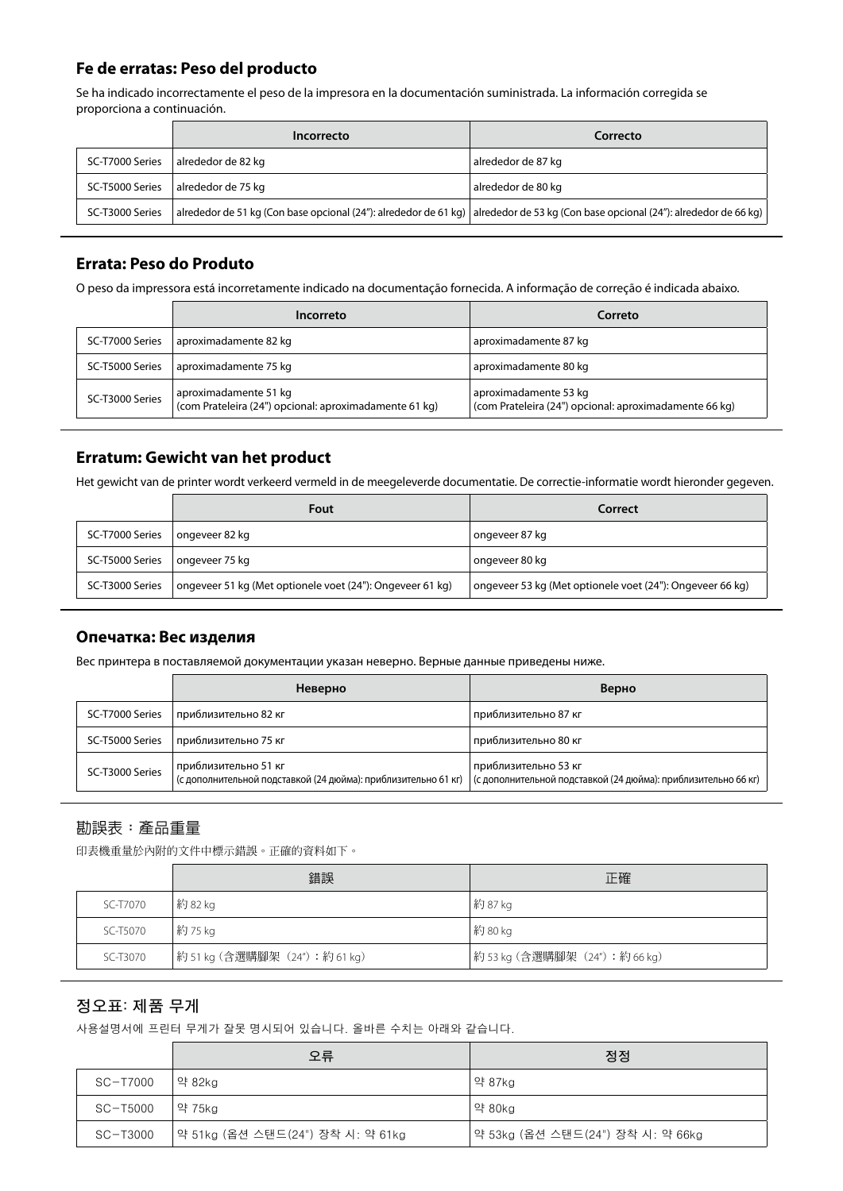## Fe de erratas: Peso del producto

Se ha indicado incorrectamente el peso de la impresora en la documentación suministrada. La información corregida se proporciona a continuación.

| | Incorrecto | Correcto |
|---|---|---|
| SC-T7000 Series | alrededor de 82 kg | alrededor de 87 kg |
| SC-T5000 Series | alrededor de 75 kg | alrededor de 80 kg |
| SC-T3000 Series | alrededor de 51 kg (Con base opcional (24"): alrededor de 61 kg) | alrededor de 53 kg (Con base opcional (24"): alrededor de 66 kg) |

## Errata: Peso do Produto

O peso da impressora está incorretamente indicado na documentação fornecida. A informação de correção é indicada abaixo.

| | Incorreto | Correto |
|---|---|---|
| SC-T7000 Series | aproximadamente 82 kg | aproximadamente 87 kg |
| SC-T5000 Series | aproximadamente 75 kg | aproximadamente 80 kg |
| SC-T3000 Series | aproximadamente 51 kg (com Prateleira (24") opcional: aproximadamente 61 kg) | aproximadamente 53 kg (com Prateleira (24") opcional: aproximadamente 66 kg) |

## Erratum: Gewicht van het product

Het gewicht van de printer wordt verkeerd vermeld in de meegeleverde documentatie. De correctie-informatie wordt hieronder gegeven.

| | Fout | Correct |
|---|---|---|
| SC-T7000 Series | ongeveer 82 kg | ongeveer 87 kg |
| SC-T5000 Series | ongeveer 75 kg | ongeveer 80 kg |
| SC-T3000 Series | ongeveer 51 kg (Met optionele voet (24"): Ongeveer 61 kg) | ongeveer 53 kg (Met optionele voet (24"): Ongeveer 66 kg) |

## Опечатка: Вес изделия

Вес принтера в поставляемой документации указан неверно. Верные данные приведены ниже.

| | Неверно | Верно |
|---|---|---|
| SC-T7000 Series | приблизительно 82 кг | приблизительно 87 кг |
| SC-T5000 Series | приблизительно 75 кг | приблизительно 80 кг |
| SC-T3000 Series | приблизительно 51 кг (с дополнительной подставкой (24 дюйма): приблизительно 61 кг) | приблизительно 53 кг (с дополнительной подставкой (24 дюйма): приблизительно 66 кг) |

## 勘誤表：產品重量

印表機重量於內附的文件中標示錯誤。正確的資料如下。

| | 錯誤 | 正確 |
|---|---|---|
| SC-T7070 | 約 82 kg | 約 87 kg |
| SC-T5070 | 約 75 kg | 約 80 kg |
| SC-T3070 | 約 51 kg（含選購腳架（24"）：約 61 kg） | 約 53 kg（含選購腳架（24"）：約 66 kg） |

## 정오표: 제품 무게

사용설명서에 프린터 무게가 잘못 명시되어 있습니다. 올바른 수치는 아래와 같습니다.

| | 오류 | 정정 |
|---|---|---|
| SC-T7000 | 약 82kg | 약 87kg |
| SC-T5000 | 약 75kg | 약 80kg |
| SC-T3000 | 약 51kg (옵션 스탠드(24") 장착 시: 약 61kg | 약 53kg (옵션 스탠드(24") 장착 시: 약 66kg |